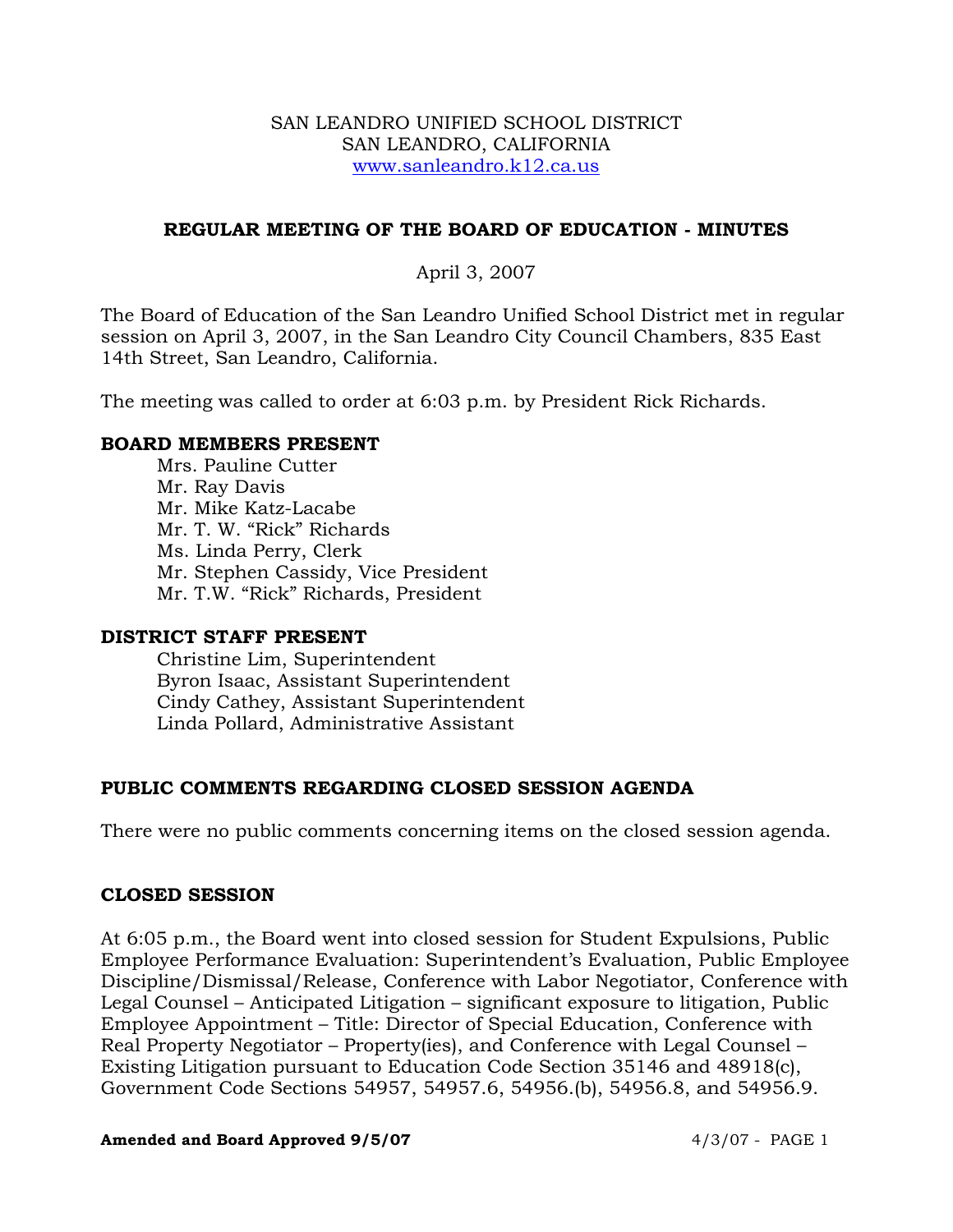SAN LEANDRO UNIFIED SCHOOL DISTRICT
SAN LEANDRO, CALIFORNIA
www.sanleandro.k12.ca.us

## REGULAR MEETING OF THE BOARD OF EDUCATION - MINUTES

April 3, 2007

The Board of Education of the San Leandro Unified School District met in regular session on April 3, 2007, in the San Leandro City Council Chambers, 835 East 14th Street, San Leandro, California.

The meeting was called to order at 6:03 p.m. by President Rick Richards.

### BOARD MEMBERS PRESENT

Mrs. Pauline Cutter
Mr. Ray Davis
Mr. Mike Katz-Lacabe
Mr. T. W. "Rick" Richards
Ms. Linda Perry, Clerk
Mr. Stephen Cassidy, Vice President
Mr. T.W. "Rick" Richards, President

### DISTRICT STAFF PRESENT

Christine Lim, Superintendent
Byron Isaac, Assistant Superintendent
Cindy Cathey, Assistant Superintendent
Linda Pollard, Administrative Assistant

### PUBLIC COMMENTS REGARDING CLOSED SESSION AGENDA

There were no public comments concerning items on the closed session agenda.

### CLOSED SESSION

At 6:05 p.m., the Board went into closed session for Student Expulsions, Public Employee Performance Evaluation: Superintendent's Evaluation, Public Employee Discipline/Dismissal/Release, Conference with Labor Negotiator, Conference with Legal Counsel – Anticipated Litigation – significant exposure to litigation, Public Employee Appointment – Title: Director of Special Education, Conference with Real Property Negotiator – Property(ies), and Conference with Legal Counsel – Existing Litigation pursuant to Education Code Section 35146 and 48918(c), Government Code Sections 54957, 54957.6, 54956.(b), 54956.8, and 54956.9.

**Amended and Board Approved 9/5/07**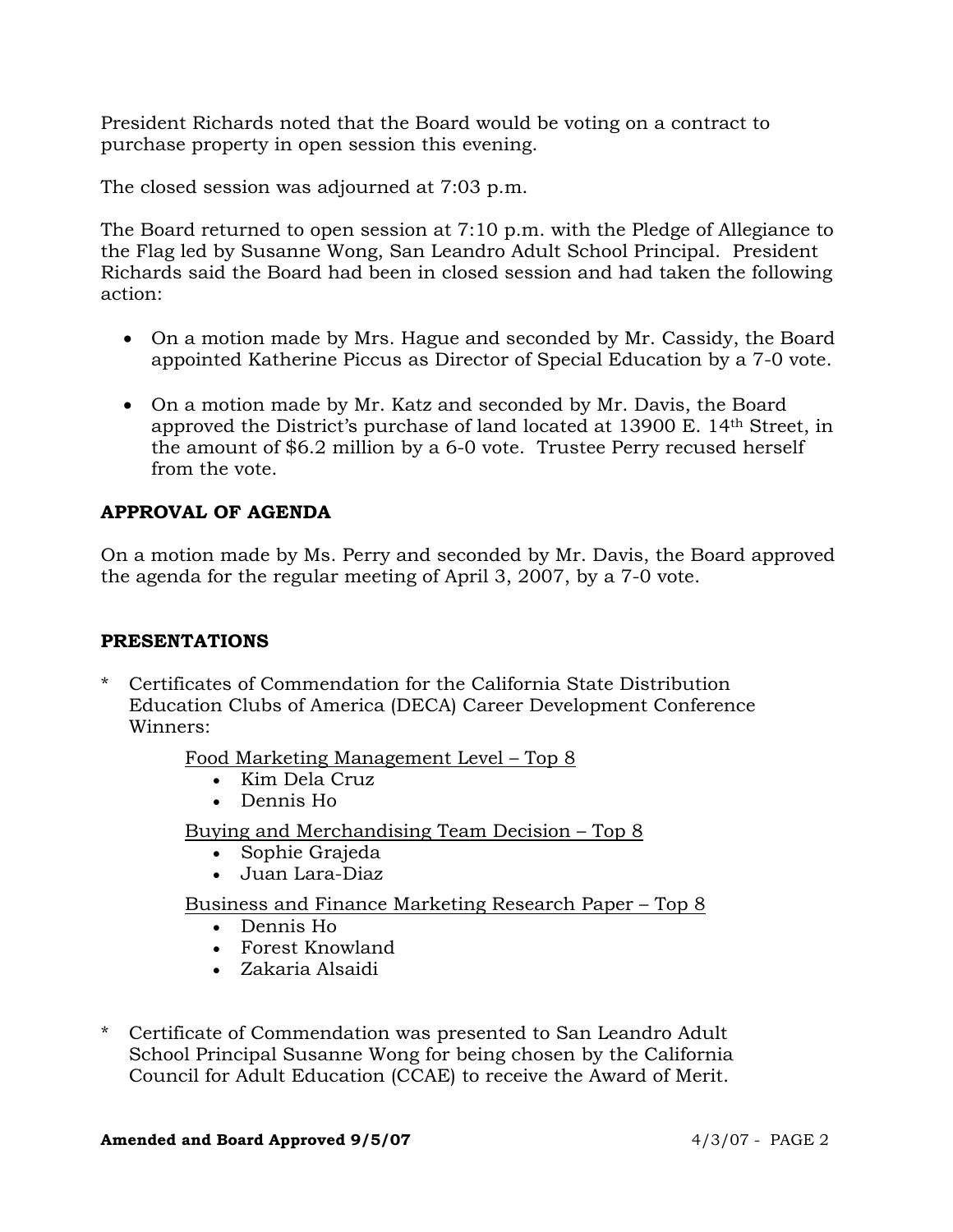President Richards noted that the Board would be voting on a contract to purchase property in open session this evening.

The closed session was adjourned at 7:03 p.m.

The Board returned to open session at 7:10 p.m. with the Pledge of Allegiance to the Flag led by Susanne Wong, San Leandro Adult School Principal. President Richards said the Board had been in closed session and had taken the following action:

- On a motion made by Mrs. Hague and seconded by Mr. Cassidy, the Board appointed Katherine Piccus as Director of Special Education by a 7-0 vote.
- On a motion made by Mr. Katz and seconded by Mr. Davis, the Board approved the District's purchase of land located at 13900 E. 14th Street, in the amount of $6.2 million by a 6-0 vote. Trustee Perry recused herself from the vote.

**APPROVAL OF AGENDA**

On a motion made by Ms. Perry and seconded by Mr. Davis, the Board approved the agenda for the regular meeting of April 3, 2007, by a 7-0 vote.

**PRESENTATIONS**

* Certificates of Commendation for the California State Distribution Education Clubs of America (DECA) Career Development Conference Winners:

  Food Marketing Management Level – Top 8
  - Kim Dela Cruz
  - Dennis Ho

  Buying and Merchandising Team Decision – Top 8
  - Sophie Grajeda
  - Juan Lara-Diaz

  Business and Finance Marketing Research Paper – Top 8
  - Dennis Ho
  - Forest Knowland
  - Zakaria Alsaidi

* Certificate of Commendation was presented to San Leandro Adult School Principal Susanne Wong for being chosen by the California Council for Adult Education (CCAE) to receive the Award of Merit.

**Amended and Board Approved 9/5/07**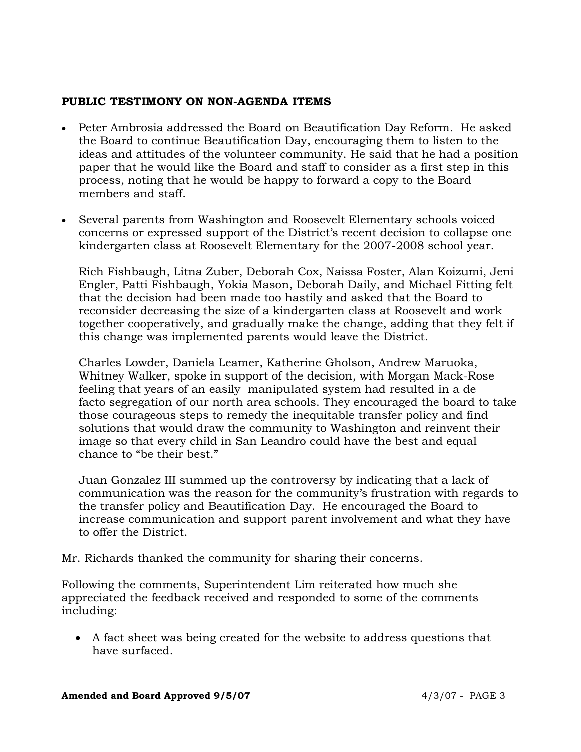**PUBLIC TESTIMONY ON NON-AGENDA ITEMS**

- Peter Ambrosia addressed the Board on Beautification Day Reform. He asked the Board to continue Beautification Day, encouraging them to listen to the ideas and attitudes of the volunteer community. He said that he had a position paper that he would like the Board and staff to consider as a first step in this process, noting that he would be happy to forward a copy to the Board members and staff.

- Several parents from Washington and Roosevelt Elementary schools voiced concerns or expressed support of the District's recent decision to collapse one kindergarten class at Roosevelt Elementary for the 2007-2008 school year.

  Rich Fishbaugh, Litna Zuber, Deborah Cox, Naissa Foster, Alan Koizumi, Jeni Engler, Patti Fishbaugh, Yokia Mason, Deborah Daily, and Michael Fitting felt that the decision had been made too hastily and asked that the Board to reconsider decreasing the size of a kindergarten class at Roosevelt and work together cooperatively, and gradually make the change, adding that they felt if this change was implemented parents would leave the District.

  Charles Lowder, Daniela Leamer, Katherine Gholson, Andrew Maruoka, Whitney Walker, spoke in support of the decision, with Morgan Mack-Rose feeling that years of an easily manipulated system had resulted in a de facto segregation of our north area schools. They encouraged the board to take those courageous steps to remedy the inequitable transfer policy and find solutions that would draw the community to Washington and reinvent their image so that every child in San Leandro could have the best and equal chance to "be their best."

  Juan Gonzalez III summed up the controversy by indicating that a lack of communication was the reason for the community's frustration with regards to the transfer policy and Beautification Day. He encouraged the Board to increase communication and support parent involvement and what they have to offer the District.

Mr. Richards thanked the community for sharing their concerns.

Following the comments, Superintendent Lim reiterated how much she appreciated the feedback received and responded to some of the comments including:

- A fact sheet was being created for the website to address questions that have surfaced.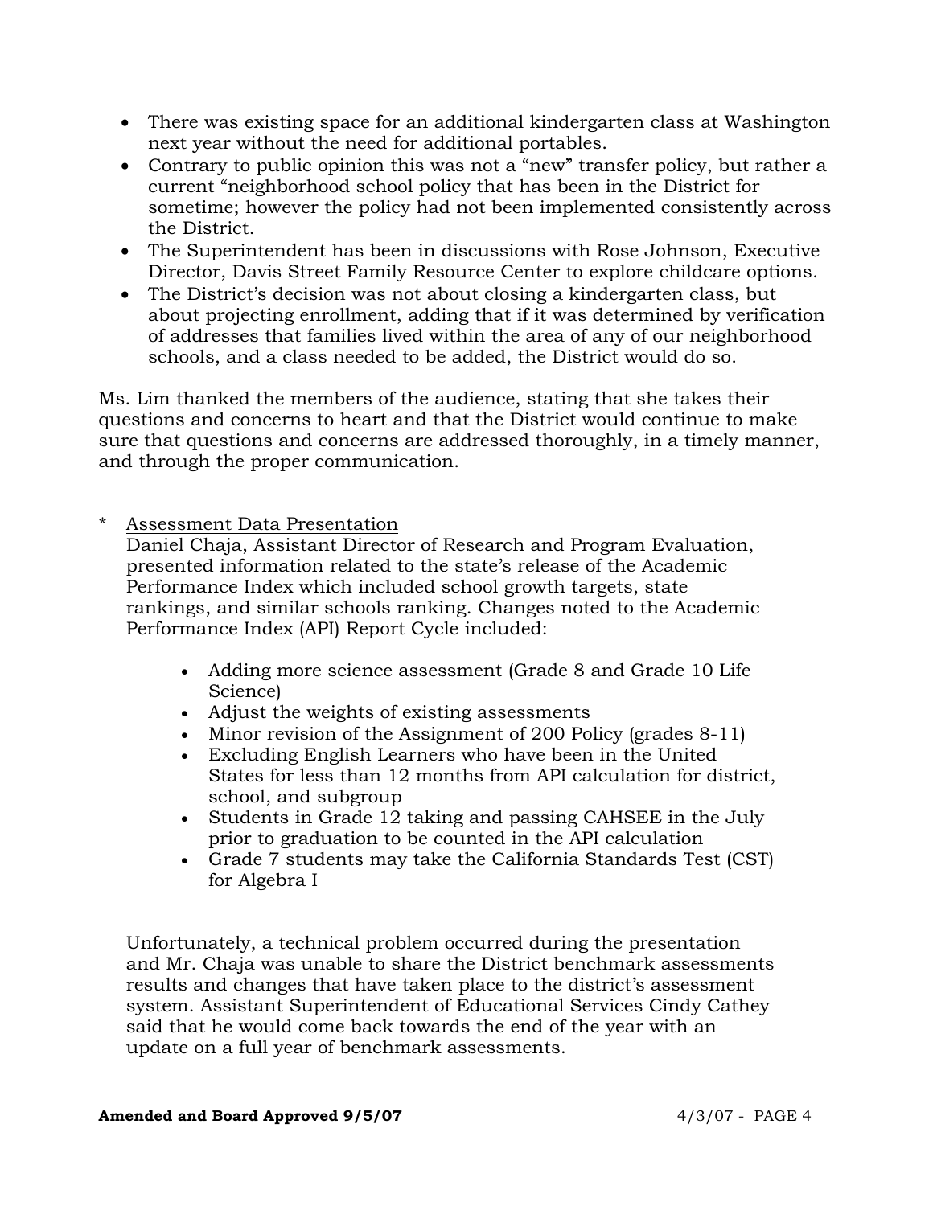- There was existing space for an additional kindergarten class at Washington next year without the need for additional portables.
- Contrary to public opinion this was not a "new" transfer policy, but rather a current "neighborhood school policy that has been in the District for sometime; however the policy had not been implemented consistently across the District.
- The Superintendent has been in discussions with Rose Johnson, Executive Director, Davis Street Family Resource Center to explore childcare options.
- The District's decision was not about closing a kindergarten class, but about projecting enrollment, adding that if it was determined by verification of addresses that families lived within the area of any of our neighborhood schools, and a class needed to be added, the District would do so.

Ms. Lim thanked the members of the audience, stating that she takes their questions and concerns to heart and that the District would continue to make sure that questions and concerns are addressed thoroughly, in a timely manner, and through the proper communication.

\* Assessment Data Presentation

Daniel Chaja, Assistant Director of Research and Program Evaluation, presented information related to the state's release of the Academic Performance Index which included school growth targets, state rankings, and similar schools ranking. Changes noted to the Academic Performance Index (API) Report Cycle included:

- Adding more science assessment (Grade 8 and Grade 10 Life Science)
- Adjust the weights of existing assessments
- Minor revision of the Assignment of 200 Policy (grades 8-11)
- Excluding English Learners who have been in the United States for less than 12 months from API calculation for district, school, and subgroup
- Students in Grade 12 taking and passing CAHSEE in the July prior to graduation to be counted in the API calculation
- Grade 7 students may take the California Standards Test (CST) for Algebra I

Unfortunately, a technical problem occurred during the presentation and Mr. Chaja was unable to share the District benchmark assessments results and changes that have taken place to the district's assessment system. Assistant Superintendent of Educational Services Cindy Cathey said that he would come back towards the end of the year with an update on a full year of benchmark assessments.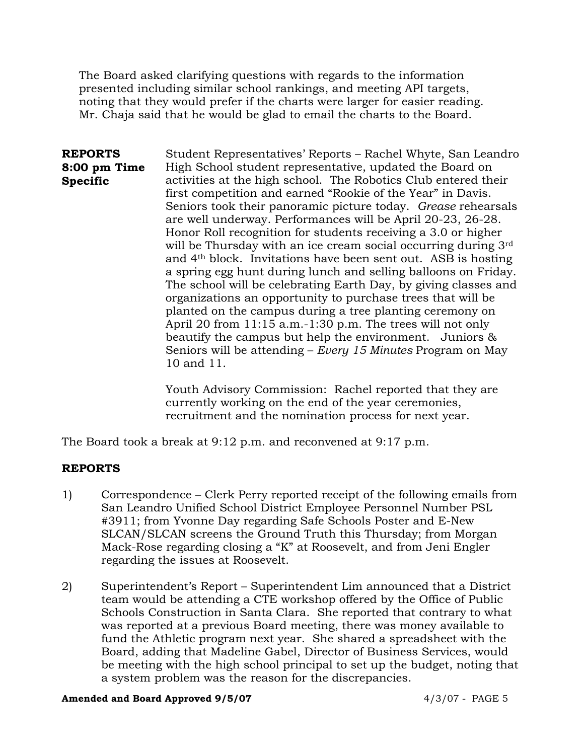The Board asked clarifying questions with regards to the information presented including similar school rankings, and meeting API targets, noting that they would prefer if the charts were larger for easier reading. Mr. Chaja said that he would be glad to email the charts to the Board.

**REPORTS 8:00 pm Time Specific**

Student Representatives' Reports – Rachel Whyte, San Leandro High School student representative, updated the Board on activities at the high school. The Robotics Club entered their first competition and earned "Rookie of the Year" in Davis. Seniors took their panoramic picture today. *Grease* rehearsals are well underway. Performances will be April 20-23, 26-28. Honor Roll recognition for students receiving a 3.0 or higher will be Thursday with an ice cream social occurring during 3rd and 4th block. Invitations have been sent out. ASB is hosting a spring egg hunt during lunch and selling balloons on Friday. The school will be celebrating Earth Day, by giving classes and organizations an opportunity to purchase trees that will be planted on the campus during a tree planting ceremony on April 20 from 11:15 a.m.-1:30 p.m. The trees will not only beautify the campus but help the environment. Juniors & Seniors will be attending – *Every 15 Minutes* Program on May 10 and 11.

Youth Advisory Commission: Rachel reported that they are currently working on the end of the year ceremonies, recruitment and the nomination process for next year.

The Board took a break at 9:12 p.m. and reconvened at 9:17 p.m.

## REPORTS

1) Correspondence – Clerk Perry reported receipt of the following emails from San Leandro Unified School District Employee Personnel Number PSL #3911; from Yvonne Day regarding Safe Schools Poster and E-New SLCAN/SLCAN screens the Ground Truth this Thursday; from Morgan Mack-Rose regarding closing a "K" at Roosevelt, and from Jeni Engler regarding the issues at Roosevelt.

2) Superintendent's Report – Superintendent Lim announced that a District team would be attending a CTE workshop offered by the Office of Public Schools Construction in Santa Clara. She reported that contrary to what was reported at a previous Board meeting, there was money available to fund the Athletic program next year. She shared a spreadsheet with the Board, adding that Madeline Gabel, Director of Business Services, would be meeting with the high school principal to set up the budget, noting that a system problem was the reason for the discrepancies.

**Amended and Board Approved 9/5/07**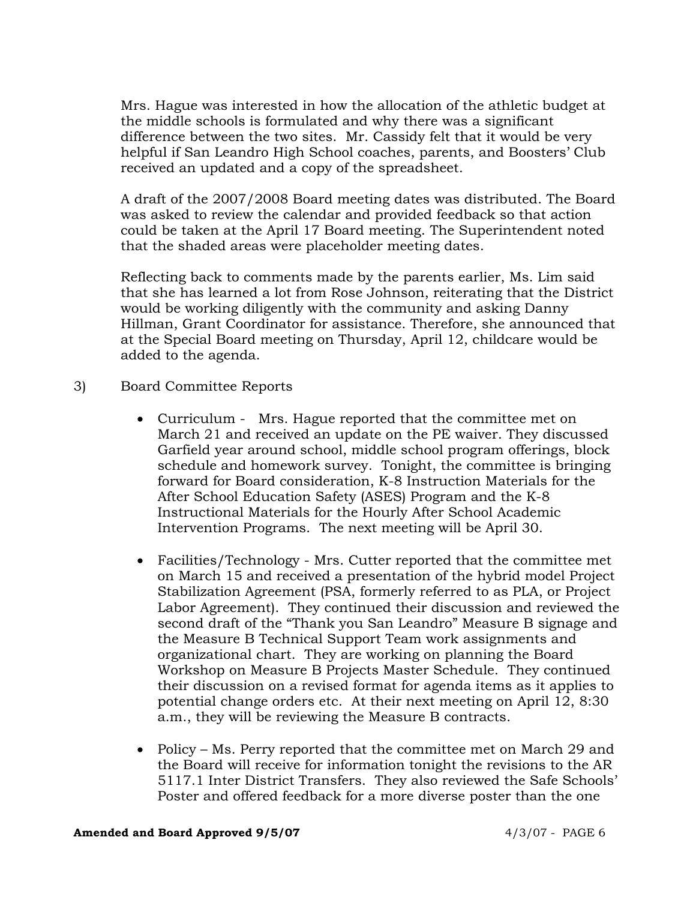Mrs. Hague was interested in how the allocation of the athletic budget at the middle schools is formulated and why there was a significant difference between the two sites. Mr. Cassidy felt that it would be very helpful if San Leandro High School coaches, parents, and Boosters' Club received an updated and a copy of the spreadsheet.

A draft of the 2007/2008 Board meeting dates was distributed. The Board was asked to review the calendar and provided feedback so that action could be taken at the April 17 Board meeting. The Superintendent noted that the shaded areas were placeholder meeting dates.

Reflecting back to comments made by the parents earlier, Ms. Lim said that she has learned a lot from Rose Johnson, reiterating that the District would be working diligently with the community and asking Danny Hillman, Grant Coordinator for assistance. Therefore, she announced that at the Special Board meeting on Thursday, April 12, childcare would be added to the agenda.

3) Board Committee Reports

- Curriculum - Mrs. Hague reported that the committee met on March 21 and received an update on the PE waiver. They discussed Garfield year around school, middle school program offerings, block schedule and homework survey. Tonight, the committee is bringing forward for Board consideration, K-8 Instruction Materials for the After School Education Safety (ASES) Program and the K-8 Instructional Materials for the Hourly After School Academic Intervention Programs. The next meeting will be April 30.

- Facilities/Technology - Mrs. Cutter reported that the committee met on March 15 and received a presentation of the hybrid model Project Stabilization Agreement (PSA, formerly referred to as PLA, or Project Labor Agreement). They continued their discussion and reviewed the second draft of the "Thank you San Leandro" Measure B signage and the Measure B Technical Support Team work assignments and organizational chart. They are working on planning the Board Workshop on Measure B Projects Master Schedule. They continued their discussion on a revised format for agenda items as it applies to potential change orders etc. At their next meeting on April 12, 8:30 a.m., they will be reviewing the Measure B contracts.

- Policy – Ms. Perry reported that the committee met on March 29 and the Board will receive for information tonight the revisions to the AR 5117.1 Inter District Transfers. They also reviewed the Safe Schools' Poster and offered feedback for a more diverse poster than the one

**Amended and Board Approved 9/5/07**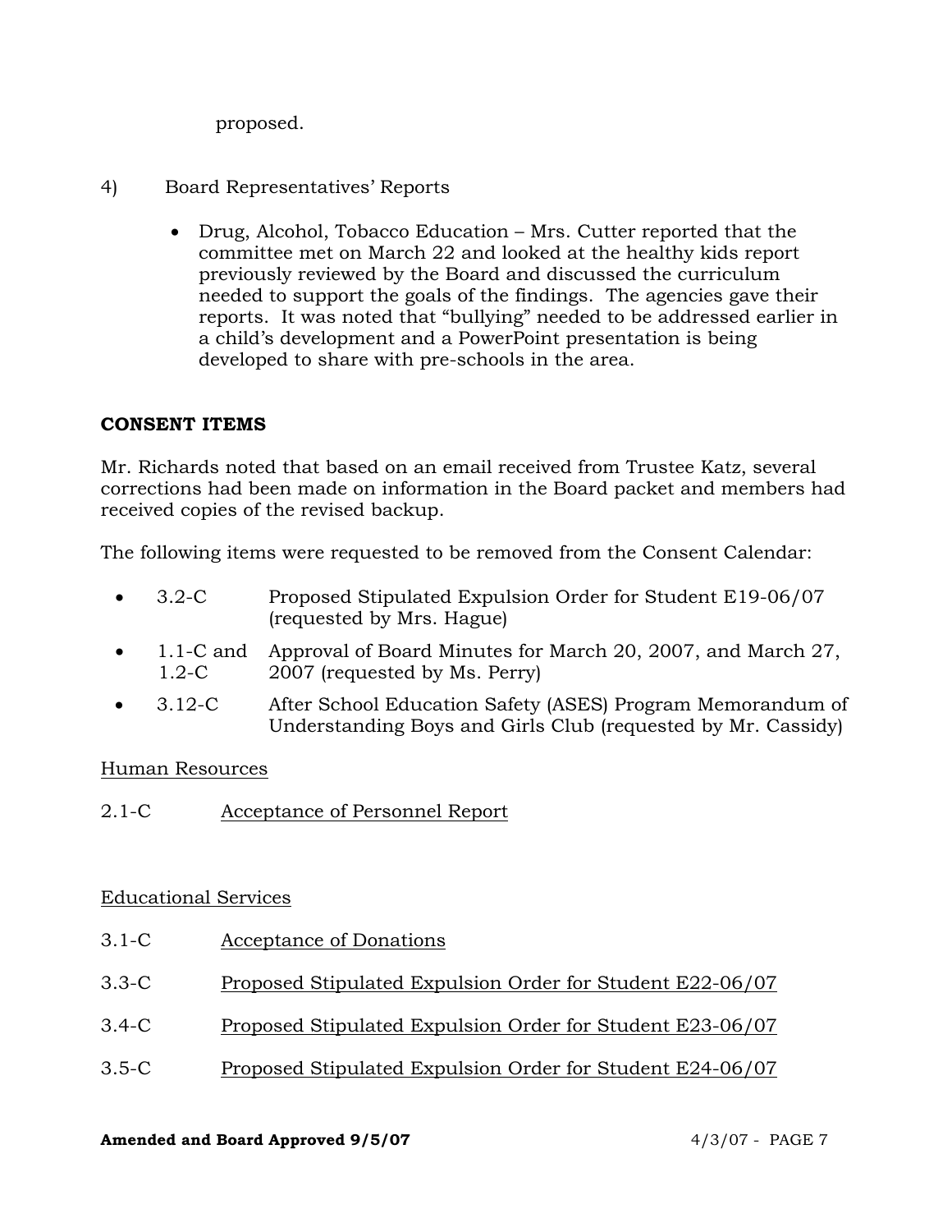proposed.

4) Board Representatives' Reports

- Drug, Alcohol, Tobacco Education – Mrs. Cutter reported that the committee met on March 22 and looked at the healthy kids report previously reviewed by the Board and discussed the curriculum needed to support the goals of the findings. The agencies gave their reports. It was noted that "bullying" needed to be addressed earlier in a child's development and a PowerPoint presentation is being developed to share with pre-schools in the area.

**CONSENT ITEMS**

Mr. Richards noted that based on an email received from Trustee Katz, several corrections had been made on information in the Board packet and members had received copies of the revised backup.

The following items were requested to be removed from the Consent Calendar:

- 3.2-C Proposed Stipulated Expulsion Order for Student E19-06/07 (requested by Mrs. Hague)
- 1.1-C and 1.2-C Approval of Board Minutes for March 20, 2007, and March 27, 2007 (requested by Ms. Perry)
- 3.12-C After School Education Safety (ASES) Program Memorandum of Understanding Boys and Girls Club (requested by Mr. Cassidy)

Human Resources

2.1-C Acceptance of Personnel Report

Educational Services

3.1-C Acceptance of Donations

3.3-C Proposed Stipulated Expulsion Order for Student E22-06/07

3.4-C Proposed Stipulated Expulsion Order for Student E23-06/07

3.5-C Proposed Stipulated Expulsion Order for Student E24-06/07

**Amended and Board Approved 9/5/07**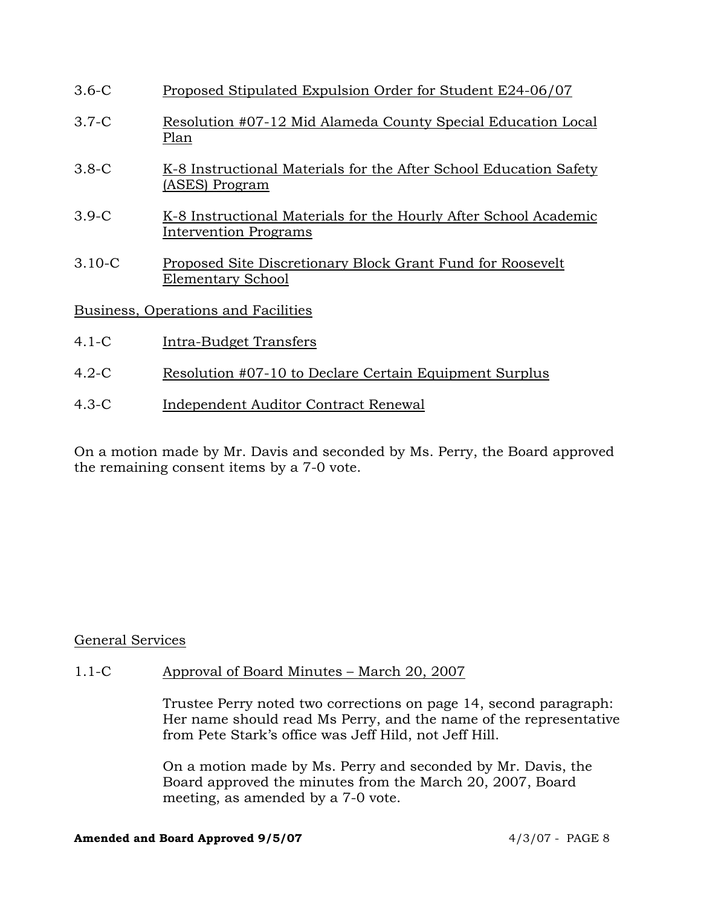3.6-C Proposed Stipulated Expulsion Order for Student E24-06/07

3.7-C Resolution #07-12 Mid Alameda County Special Education Local Plan

3.8-C K-8 Instructional Materials for the After School Education Safety (ASES) Program

3.9-C K-8 Instructional Materials for the Hourly After School Academic Intervention Programs

3.10-C Proposed Site Discretionary Block Grant Fund for Roosevelt Elementary School

Business, Operations and Facilities

4.1-C Intra-Budget Transfers

4.2-C Resolution #07-10 to Declare Certain Equipment Surplus

4.3-C Independent Auditor Contract Renewal

On a motion made by Mr. Davis and seconded by Ms. Perry, the Board approved the remaining consent items by a 7-0 vote.

General Services

1.1-C Approval of Board Minutes – March 20, 2007

Trustee Perry noted two corrections on page 14, second paragraph: Her name should read Ms Perry, and the name of the representative from Pete Stark's office was Jeff Hild, not Jeff Hill.

On a motion made by Ms. Perry and seconded by Mr. Davis, the Board approved the minutes from the March 20, 2007, Board meeting, as amended by a 7-0 vote.

**Amended and Board Approved 9/5/07** 4/3/07 - PAGE 8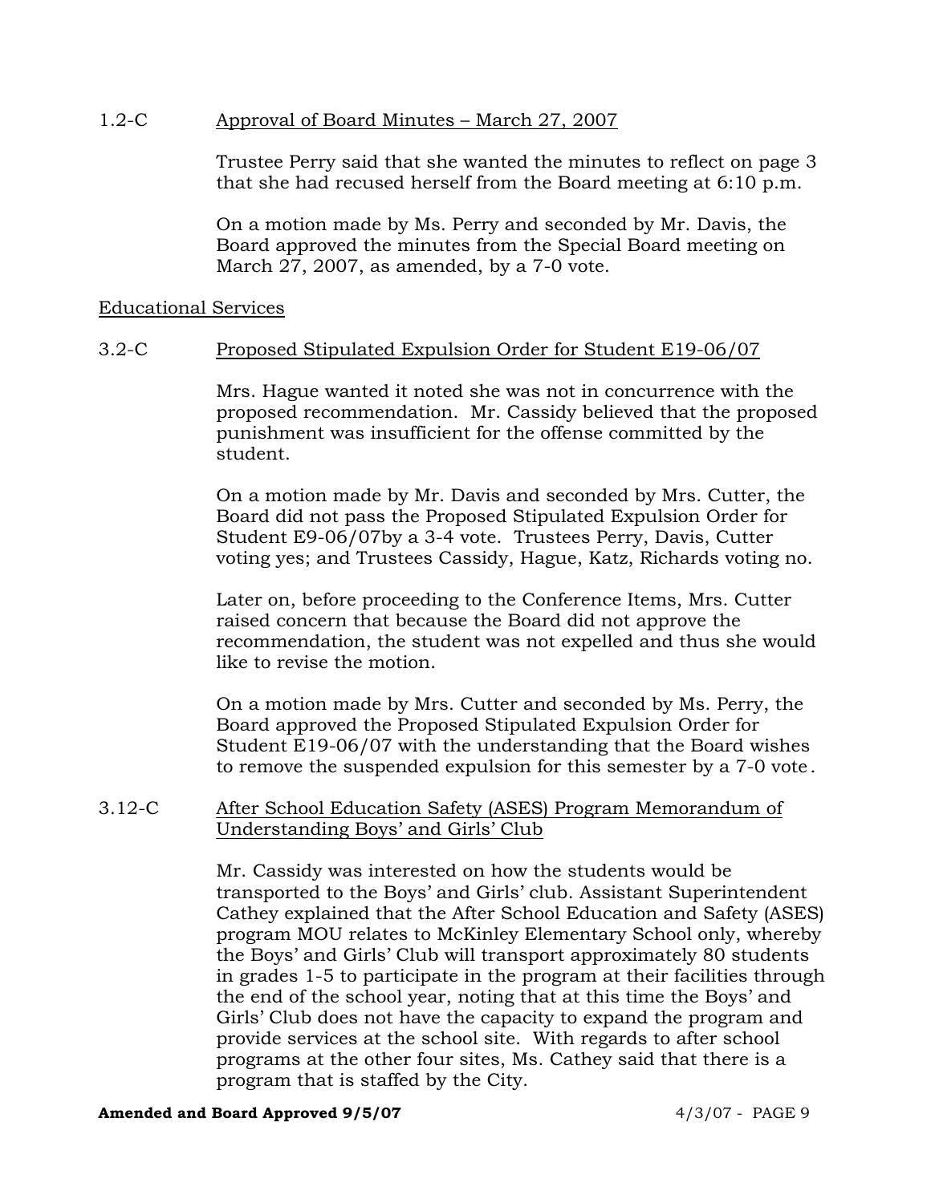1.2-C Approval of Board Minutes – March 27, 2007

Trustee Perry said that she wanted the minutes to reflect on page 3 that she had recused herself from the Board meeting at 6:10 p.m.

On a motion made by Ms. Perry and seconded by Mr. Davis, the Board approved the minutes from the Special Board meeting on March 27, 2007, as amended, by a 7-0 vote.

Educational Services

3.2-C Proposed Stipulated Expulsion Order for Student E19-06/07

Mrs. Hague wanted it noted she was not in concurrence with the proposed recommendation. Mr. Cassidy believed that the proposed punishment was insufficient for the offense committed by the student.

On a motion made by Mr. Davis and seconded by Mrs. Cutter, the Board did not pass the Proposed Stipulated Expulsion Order for Student E9-06/07by a 3-4 vote. Trustees Perry, Davis, Cutter voting yes; and Trustees Cassidy, Hague, Katz, Richards voting no.

Later on, before proceeding to the Conference Items, Mrs. Cutter raised concern that because the Board did not approve the recommendation, the student was not expelled and thus she would like to revise the motion.

On a motion made by Mrs. Cutter and seconded by Ms. Perry, the Board approved the Proposed Stipulated Expulsion Order for Student E19-06/07 with the understanding that the Board wishes to remove the suspended expulsion for this semester by a 7-0 vote.

3.12-C After School Education Safety (ASES) Program Memorandum of Understanding Boys' and Girls' Club

Mr. Cassidy was interested on how the students would be transported to the Boys' and Girls' club. Assistant Superintendent Cathey explained that the After School Education and Safety (ASES) program MOU relates to McKinley Elementary School only, whereby the Boys' and Girls' Club will transport approximately 80 students in grades 1-5 to participate in the program at their facilities through the end of the school year, noting that at this time the Boys' and Girls' Club does not have the capacity to expand the program and provide services at the school site. With regards to after school programs at the other four sites, Ms. Cathey said that there is a program that is staffed by the City.

**Amended and Board Approved 9/5/07**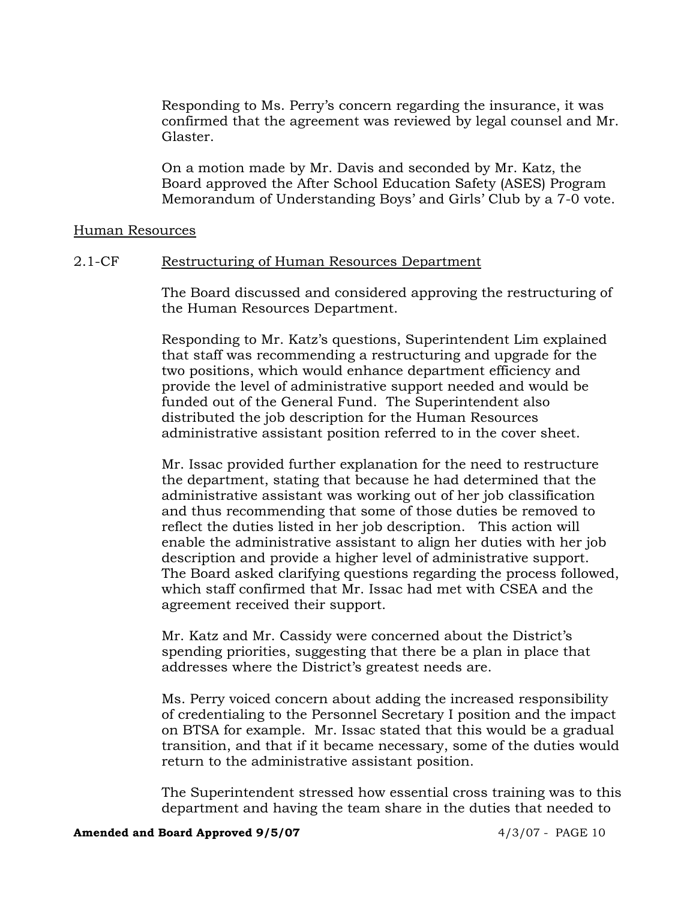Responding to Ms. Perry's concern regarding the insurance, it was confirmed that the agreement was reviewed by legal counsel and Mr. Glaster.

On a motion made by Mr. Davis and seconded by Mr. Katz, the Board approved the After School Education Safety (ASES) Program Memorandum of Understanding Boys' and Girls' Club by a 7-0 vote.

<u>Human Resources</u>

2.1-CF <u>Restructuring of Human Resources Department</u>

The Board discussed and considered approving the restructuring of the Human Resources Department.

Responding to Mr. Katz's questions, Superintendent Lim explained that staff was recommending a restructuring and upgrade for the two positions, which would enhance department efficiency and provide the level of administrative support needed and would be funded out of the General Fund. The Superintendent also distributed the job description for the Human Resources administrative assistant position referred to in the cover sheet.

Mr. Issac provided further explanation for the need to restructure the department, stating that because he had determined that the administrative assistant was working out of her job classification and thus recommending that some of those duties be removed to reflect the duties listed in her job description. This action will enable the administrative assistant to align her duties with her job description and provide a higher level of administrative support. The Board asked clarifying questions regarding the process followed, which staff confirmed that Mr. Issac had met with CSEA and the agreement received their support.

Mr. Katz and Mr. Cassidy were concerned about the District's spending priorities, suggesting that there be a plan in place that addresses where the District's greatest needs are.

Ms. Perry voiced concern about adding the increased responsibility of credentialing to the Personnel Secretary I position and the impact on BTSA for example. Mr. Issac stated that this would be a gradual transition, and that if it became necessary, some of the duties would return to the administrative assistant position.

The Superintendent stressed how essential cross training was to this department and having the team share in the duties that needed to

**Amended and Board Approved 9/5/07**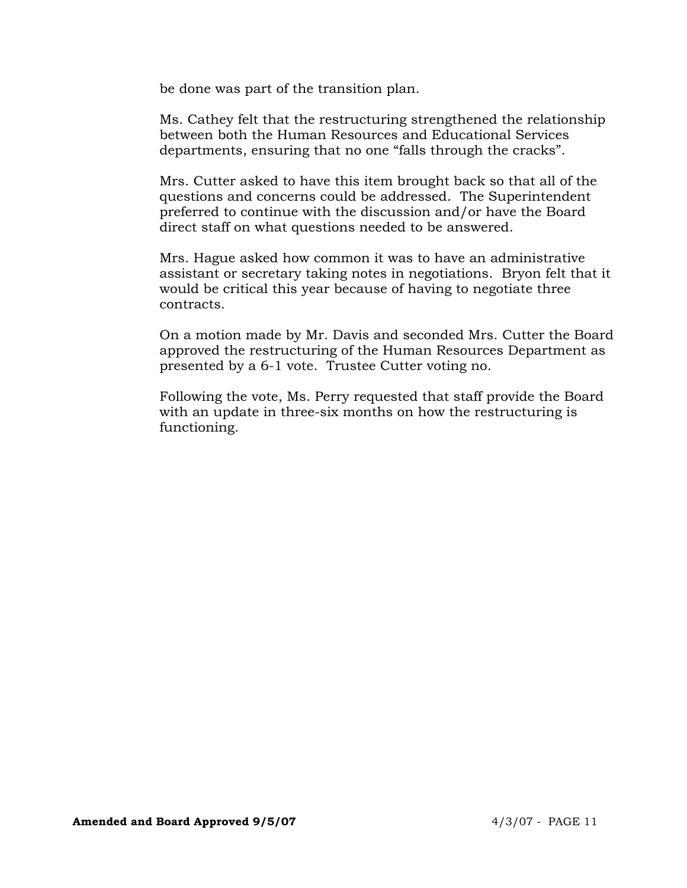be done was part of the transition plan.

Ms. Cathey felt that the restructuring strengthened the relationship between both the Human Resources and Educational Services departments, ensuring that no one "falls through the cracks".

Mrs. Cutter asked to have this item brought back so that all of the questions and concerns could be addressed. The Superintendent preferred to continue with the discussion and/or have the Board direct staff on what questions needed to be answered.

Mrs. Hague asked how common it was to have an administrative assistant or secretary taking notes in negotiations. Bryon felt that it would be critical this year because of having to negotiate three contracts.

On a motion made by Mr. Davis and seconded Mrs. Cutter the Board approved the restructuring of the Human Resources Department as presented by a 6-1 vote. Trustee Cutter voting no.

Following the vote, Ms. Perry requested that staff provide the Board with an update in three-six months on how the restructuring is functioning.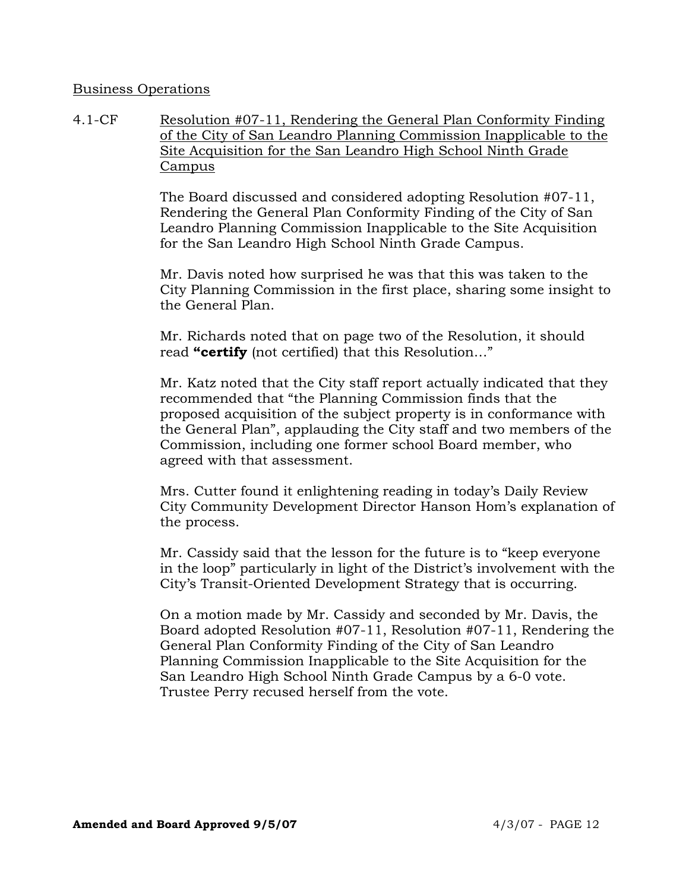Business Operations

4.1-CF Resolution #07-11, Rendering the General Plan Conformity Finding of the City of San Leandro Planning Commission Inapplicable to the Site Acquisition for the San Leandro High School Ninth Grade Campus

The Board discussed and considered adopting Resolution #07-11, Rendering the General Plan Conformity Finding of the City of San Leandro Planning Commission Inapplicable to the Site Acquisition for the San Leandro High School Ninth Grade Campus.

Mr. Davis noted how surprised he was that this was taken to the City Planning Commission in the first place, sharing some insight to the General Plan.

Mr. Richards noted that on page two of the Resolution, it should read **"certify** (not certified) that this Resolution…"

Mr. Katz noted that the City staff report actually indicated that they recommended that "the Planning Commission finds that the proposed acquisition of the subject property is in conformance with the General Plan", applauding the City staff and two members of the Commission, including one former school Board member, who agreed with that assessment.

Mrs. Cutter found it enlightening reading in today's Daily Review City Community Development Director Hanson Hom's explanation of the process.

Mr. Cassidy said that the lesson for the future is to "keep everyone in the loop" particularly in light of the District's involvement with the City's Transit-Oriented Development Strategy that is occurring.

On a motion made by Mr. Cassidy and seconded by Mr. Davis, the Board adopted Resolution #07-11, Resolution #07-11, Rendering the General Plan Conformity Finding of the City of San Leandro Planning Commission Inapplicable to the Site Acquisition for the San Leandro High School Ninth Grade Campus by a 6-0 vote. Trustee Perry recused herself from the vote.

**Amended and Board Approved 9/5/07** 4/3/07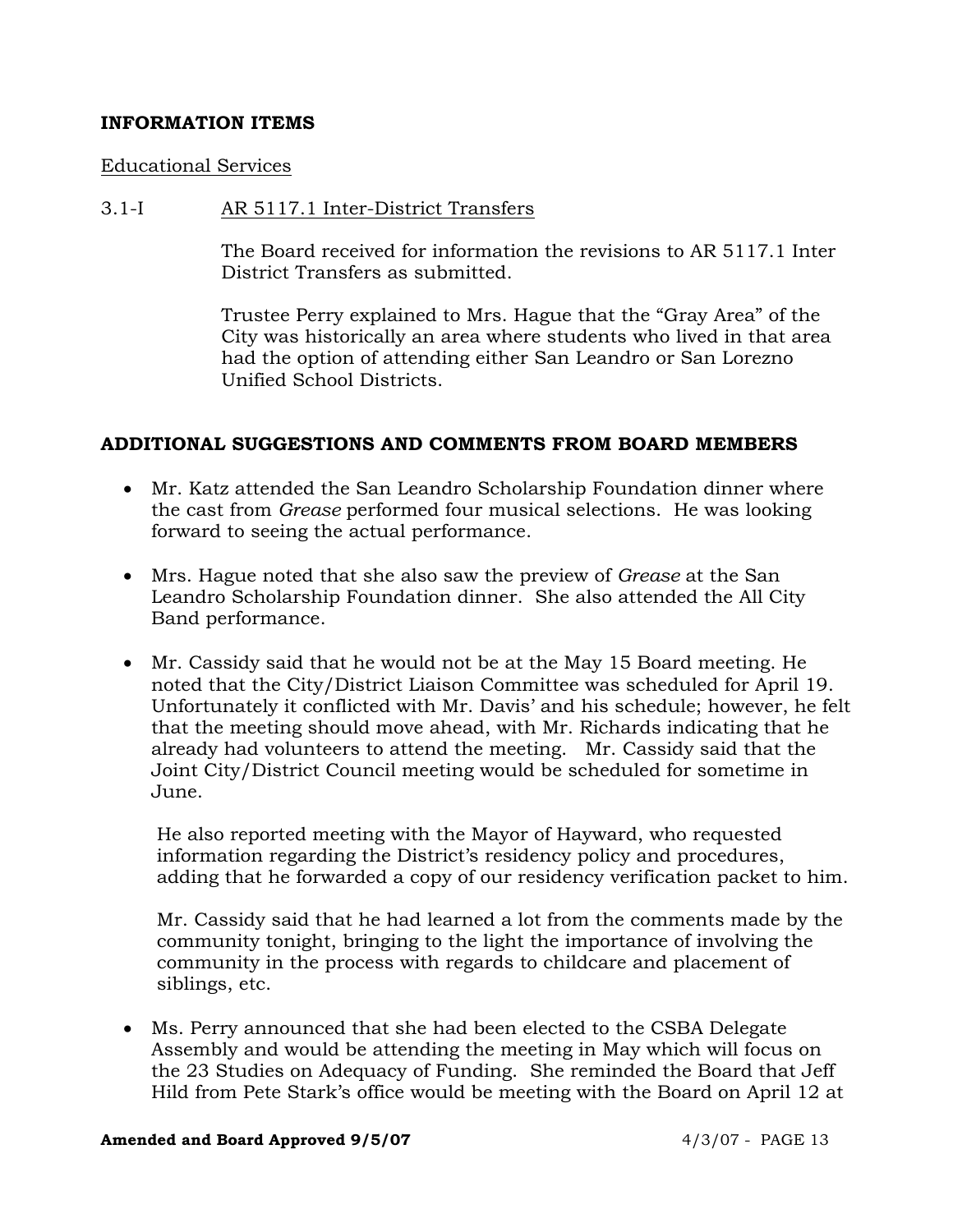**INFORMATION ITEMS**

Educational Services

3.1-I AR 5117.1 Inter-District Transfers

The Board received for information the revisions to AR 5117.1 Inter District Transfers as submitted.

Trustee Perry explained to Mrs. Hague that the "Gray Area" of the City was historically an area where students who lived in that area had the option of attending either San Leandro or San Lorezno Unified School Districts.

**ADDITIONAL SUGGESTIONS AND COMMENTS FROM BOARD MEMBERS**

- Mr. Katz attended the San Leandro Scholarship Foundation dinner where the cast from *Grease* performed four musical selections. He was looking forward to seeing the actual performance.

- Mrs. Hague noted that she also saw the preview of *Grease* at the San Leandro Scholarship Foundation dinner. She also attended the All City Band performance.

- Mr. Cassidy said that he would not be at the May 15 Board meeting. He noted that the City/District Liaison Committee was scheduled for April 19. Unfortunately it conflicted with Mr. Davis' and his schedule; however, he felt that the meeting should move ahead, with Mr. Richards indicating that he already had volunteers to attend the meeting. Mr. Cassidy said that the Joint City/District Council meeting would be scheduled for sometime in June.

  He also reported meeting with the Mayor of Hayward, who requested information regarding the District's residency policy and procedures, adding that he forwarded a copy of our residency verification packet to him.

  Mr. Cassidy said that he had learned a lot from the comments made by the community tonight, bringing to the light the importance of involving the community in the process with regards to childcare and placement of siblings, etc.

- Ms. Perry announced that she had been elected to the CSBA Delegate Assembly and would be attending the meeting in May which will focus on the 23 Studies on Adequacy of Funding. She reminded the Board that Jeff Hild from Pete Stark's office would be meeting with the Board on April 12 at

**Amended and Board Approved 9/5/07**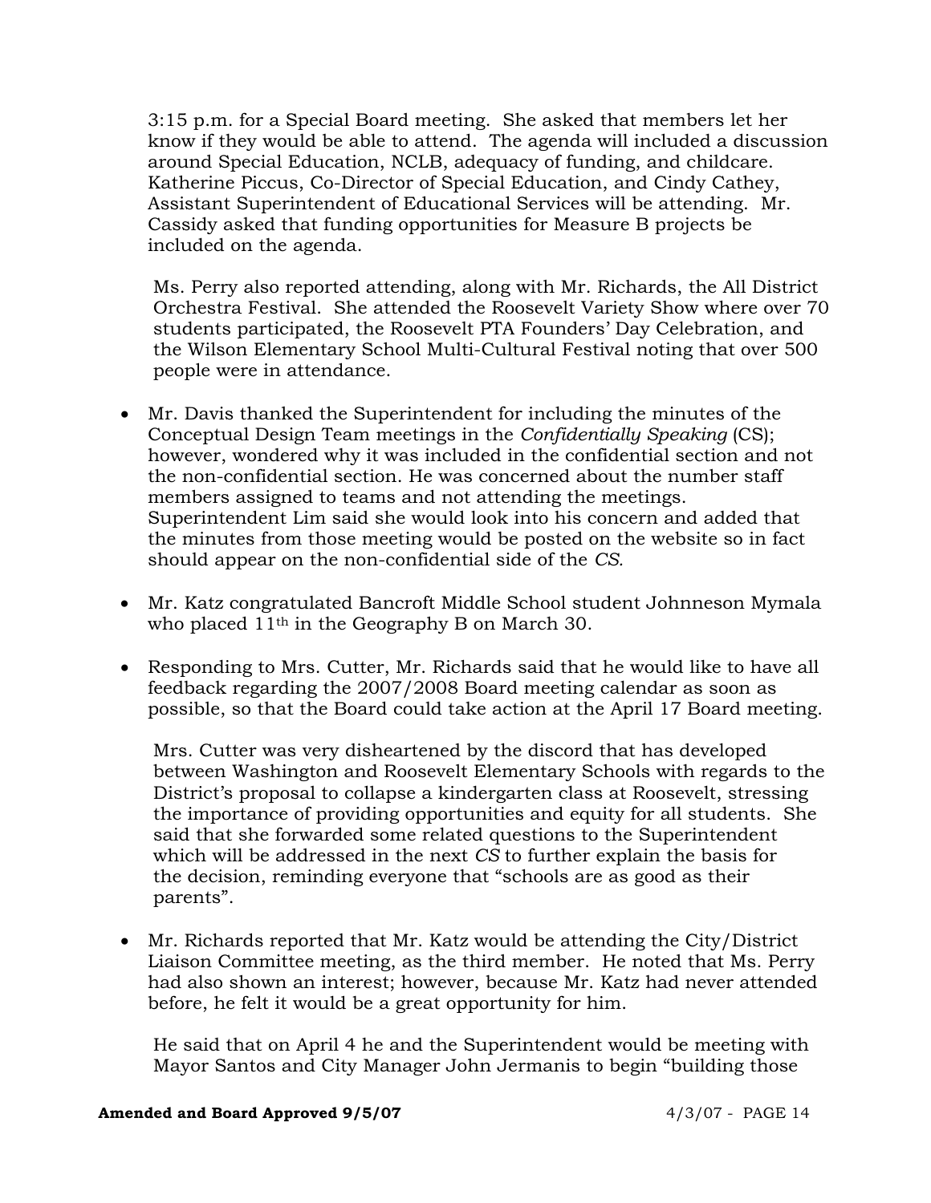3:15 p.m. for a Special Board meeting. She asked that members let her know if they would be able to attend. The agenda will included a discussion around Special Education, NCLB, adequacy of funding, and childcare. Katherine Piccus, Co-Director of Special Education, and Cindy Cathey, Assistant Superintendent of Educational Services will be attending. Mr. Cassidy asked that funding opportunities for Measure B projects be included on the agenda.

Ms. Perry also reported attending, along with Mr. Richards, the All District Orchestra Festival. She attended the Roosevelt Variety Show where over 70 students participated, the Roosevelt PTA Founders' Day Celebration, and the Wilson Elementary School Multi-Cultural Festival noting that over 500 people were in attendance.

- Mr. Davis thanked the Superintendent for including the minutes of the Conceptual Design Team meetings in the *Confidentially Speaking* (CS); however, wondered why it was included in the confidential section and not the non-confidential section. He was concerned about the number staff members assigned to teams and not attending the meetings. Superintendent Lim said she would look into his concern and added that the minutes from those meeting would be posted on the website so in fact should appear on the non-confidential side of the *CS.*

- Mr. Katz congratulated Bancroft Middle School student Johnneson Mymala who placed 11th in the Geography B on March 30.

- Responding to Mrs. Cutter, Mr. Richards said that he would like to have all feedback regarding the 2007/2008 Board meeting calendar as soon as possible, so that the Board could take action at the April 17 Board meeting.

  Mrs. Cutter was very disheartened by the discord that has developed between Washington and Roosevelt Elementary Schools with regards to the District's proposal to collapse a kindergarten class at Roosevelt, stressing the importance of providing opportunities and equity for all students. She said that she forwarded some related questions to the Superintendent which will be addressed in the next *CS* to further explain the basis for the decision, reminding everyone that "schools are as good as their parents".

- Mr. Richards reported that Mr. Katz would be attending the City/District Liaison Committee meeting, as the third member. He noted that Ms. Perry had also shown an interest; however, because Mr. Katz had never attended before, he felt it would be a great opportunity for him.

  He said that on April 4 he and the Superintendent would be meeting with Mayor Santos and City Manager John Jermanis to begin "building those

**Amended and Board Approved 9/5/07**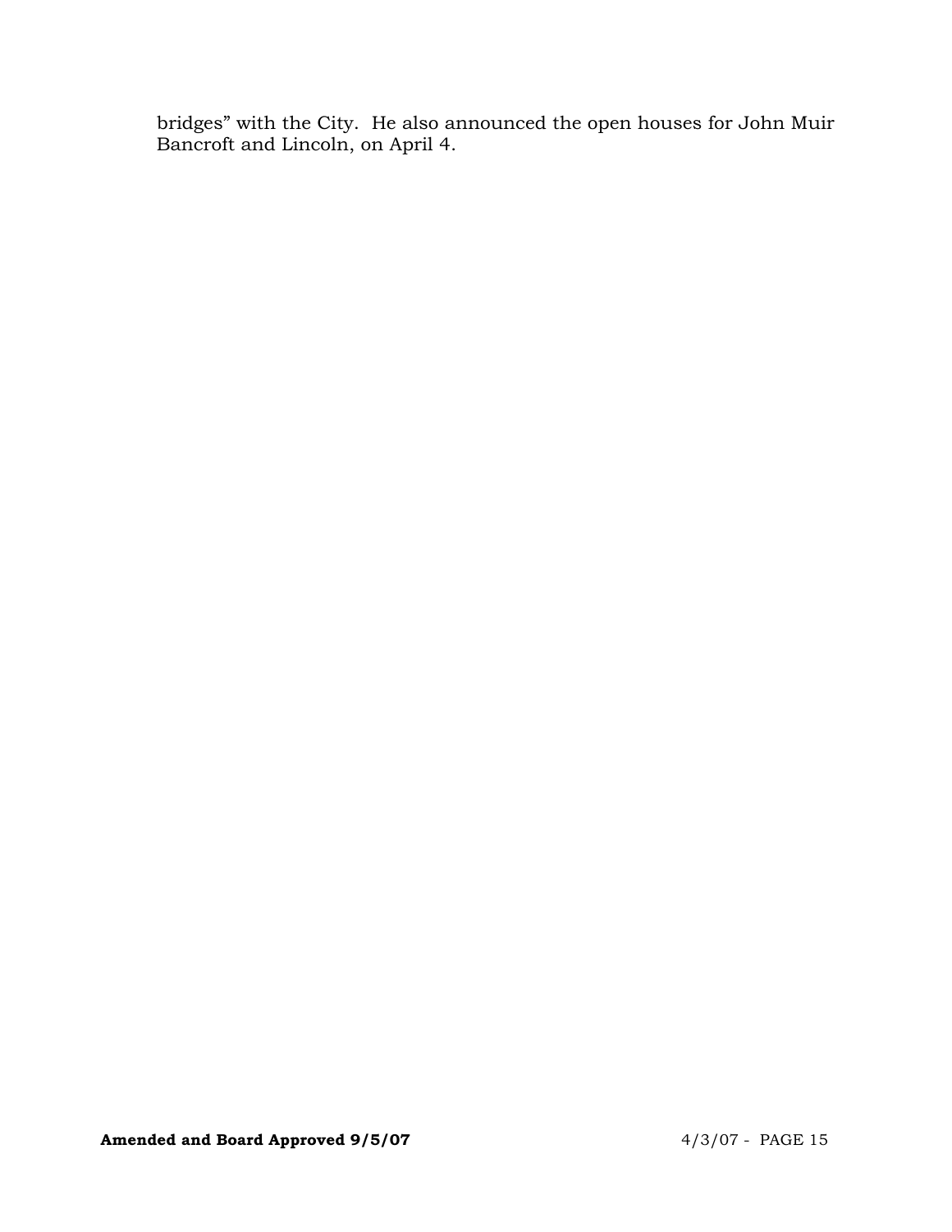bridges" with the City. He also announced the open houses for John Muir Bancroft and Lincoln, on April 4.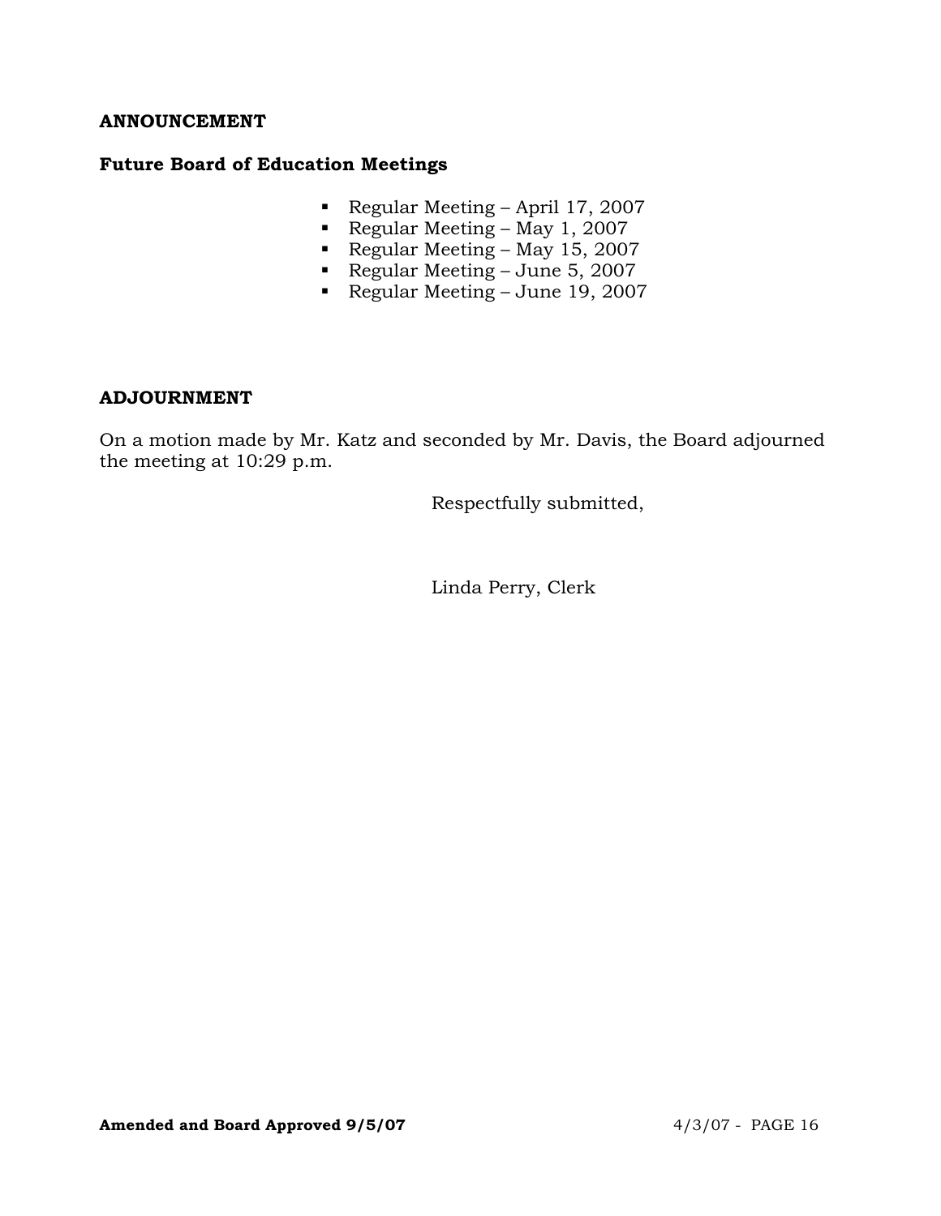**ANNOUNCEMENT**

**Future Board of Education Meetings**

- Regular Meeting – April 17, 2007
- Regular Meeting – May 1, 2007
- Regular Meeting – May 15, 2007
- Regular Meeting – June 5, 2007
- Regular Meeting – June 19, 2007

**ADJOURNMENT**

On a motion made by Mr. Katz and seconded by Mr. Davis, the Board adjourned the meeting at 10:29 p.m.

Respectfully submitted,

Linda Perry, Clerk